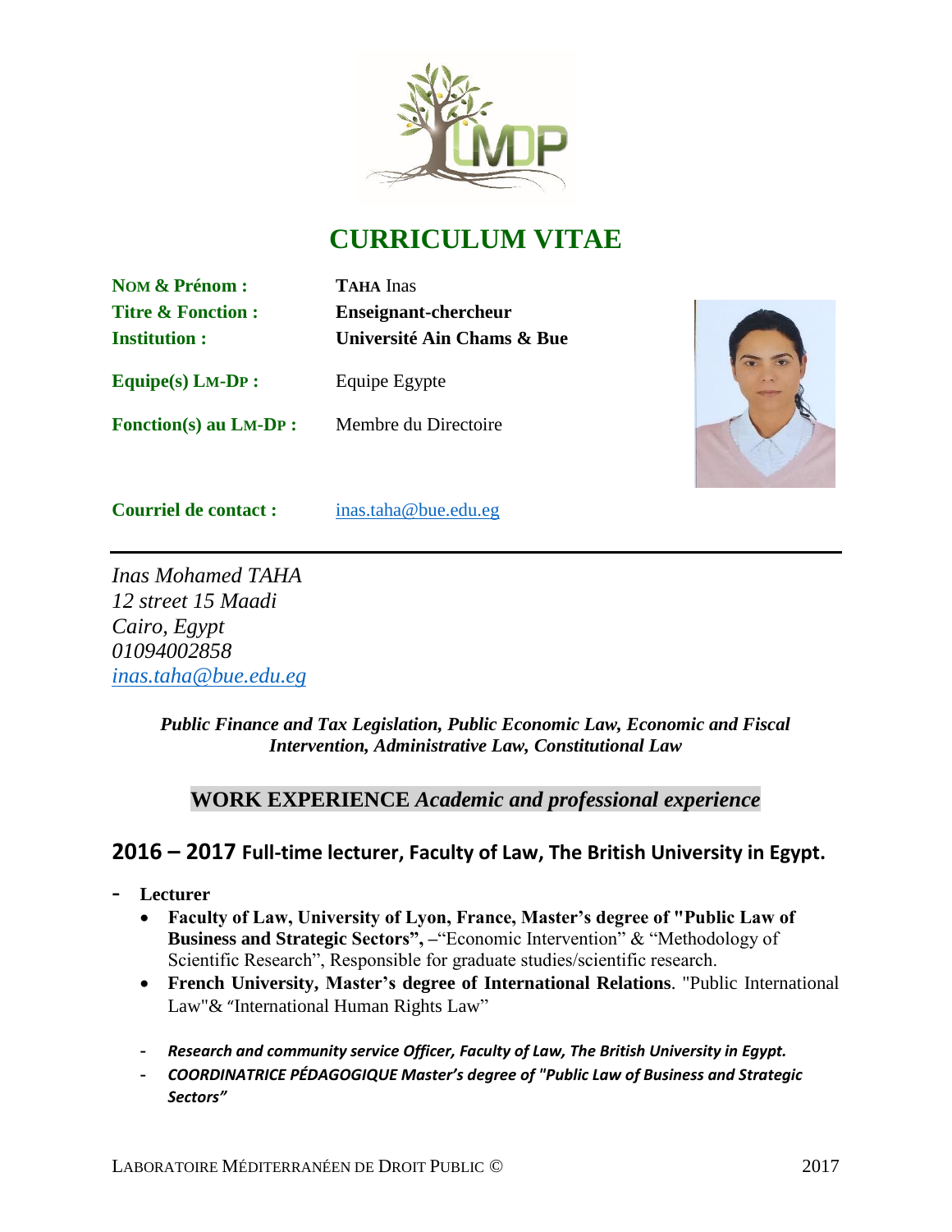# CURRICULUM VITAE

| | |
|---|---|
| **NOM & Prénom :** | **TAHA** Inas |
| **Titre & Fonction :** | **Enseignant-chercheur** |
| **Institution :** | **Université Ain Chams & Bue** |
| **Equipe(s) LM-DP :** | Equipe Egypte |
| **Fonction(s) au LM-DP :** | Membre du Directoire |
| **Courriel de contact :** | inas.taha@bue.edu.eg |

---

*Inas Mohamed TAHA*
*12 street 15 Maadi*
*Cairo, Egypt*
*01094002858*
*inas.taha@bue.edu.eg*

***Public Finance and Tax Legislation, Public Economic Law, Economic and Fiscal Intervention, Administrative Law, Constitutional Law***

## WORK EXPERIENCE *Academic and professional experience*

### 2016 – 2017 Full-time lecturer, Faculty of Law, The British University in Egypt.

- **Lecturer**
  - **Faculty of Law, University of Lyon, France, Master's degree of "Public Law of Business and Strategic Sectors", –**"Economic Intervention" & "Methodology of Scientific Research", Responsible for graduate studies/scientific research.
  - **French University, Master's degree of International Relations**. "Public International Law"& "International Human Rights Law"
  - ***Research and community service Officer, Faculty of Law, The British University in Egypt.***
  - ***COORDINATRICE PÉDAGOGIQUE Master's degree of "Public Law of Business and Strategic Sectors"***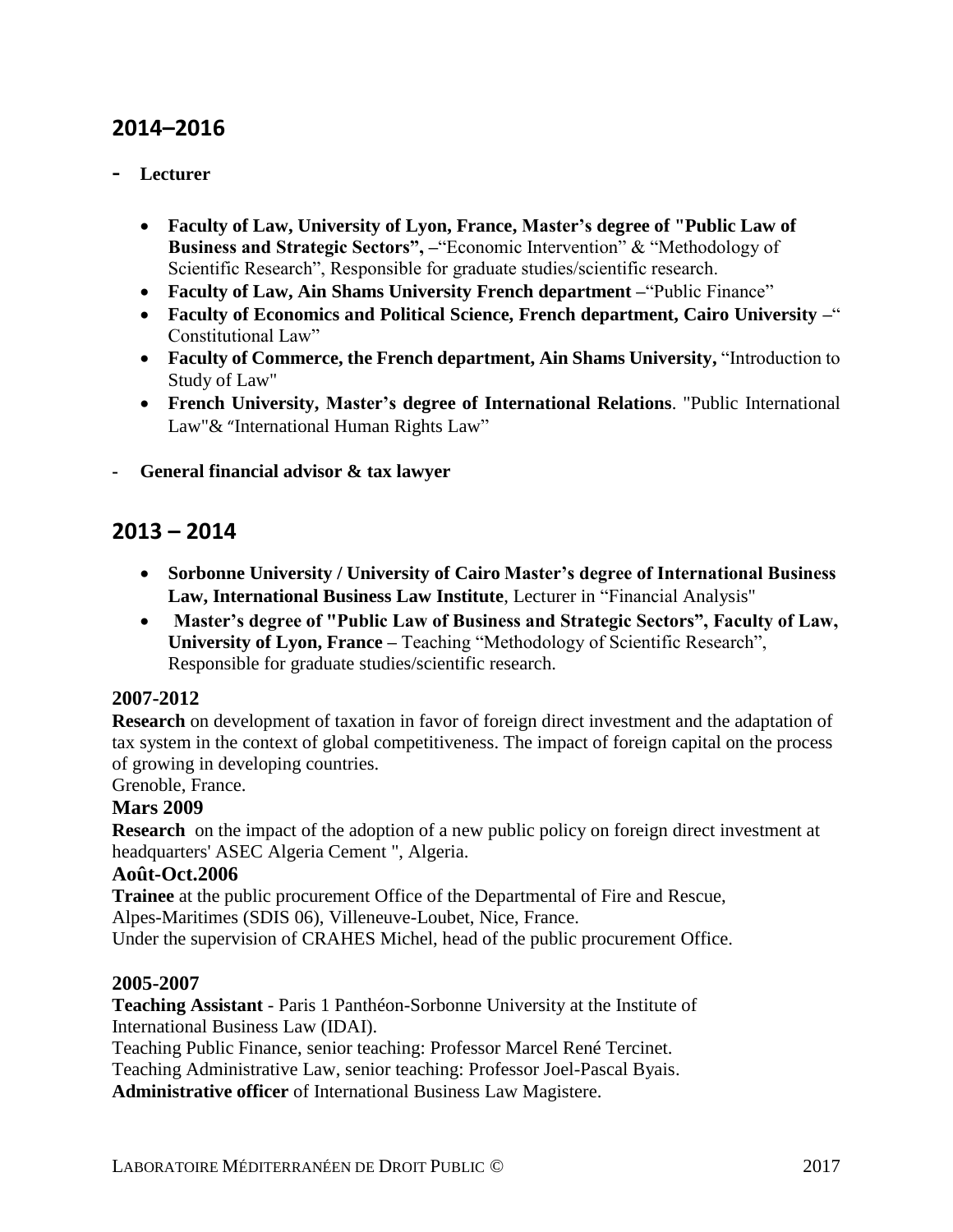## 2014–2016

- **Lecturer**

  - **Faculty of Law, University of Lyon, France, Master's degree of "Public Law of Business and Strategic Sectors", –**"Economic Intervention" & "Methodology of Scientific Research", Responsible for graduate studies/scientific research.
  - **Faculty of Law, Ain Shams University French department –**"Public Finance"
  - **Faculty of Economics and Political Science, French department, Cairo University –**" Constitutional Law"
  - **Faculty of Commerce, the French department, Ain Shams University,** "Introduction to Study of Law"
  - **French University, Master's degree of International Relations**. "Public International Law"& "International Human Rights Law"

- **General financial advisor & tax lawyer**

## 2013 – 2014

- **Sorbonne University / University of Cairo Master's degree of International Business Law, International Business Law Institute**, Lecturer in "Financial Analysis"
- **Master's degree of "Public Law of Business and Strategic Sectors", Faculty of Law, University of Lyon, France –** Teaching "Methodology of Scientific Research", Responsible for graduate studies/scientific research.

### 2007-2012

**Research** on development of taxation in favor of foreign direct investment and the adaptation of tax system in the context of global competitiveness. The impact of foreign capital on the process of growing in developing countries.
Grenoble, France.

### Mars 2009

**Research** on the impact of the adoption of a new public policy on foreign direct investment at headquarters' ASEC Algeria Cement ", Algeria.

### Août-Oct.2006

**Trainee** at the public procurement Office of the Departmental of Fire and Rescue, Alpes-Maritimes (SDIS 06), Villeneuve-Loubet, Nice, France.
Under the supervision of CRAHES Michel, head of the public procurement Office.

### 2005-2007

**Teaching Assistant** - Paris 1 Panthéon-Sorbonne University at the Institute of International Business Law (IDAI).
Teaching Public Finance, senior teaching: Professor Marcel René Tercinet.
Teaching Administrative Law, senior teaching: Professor Joel-Pascal Byais.
**Administrative officer** of International Business Law Magistere.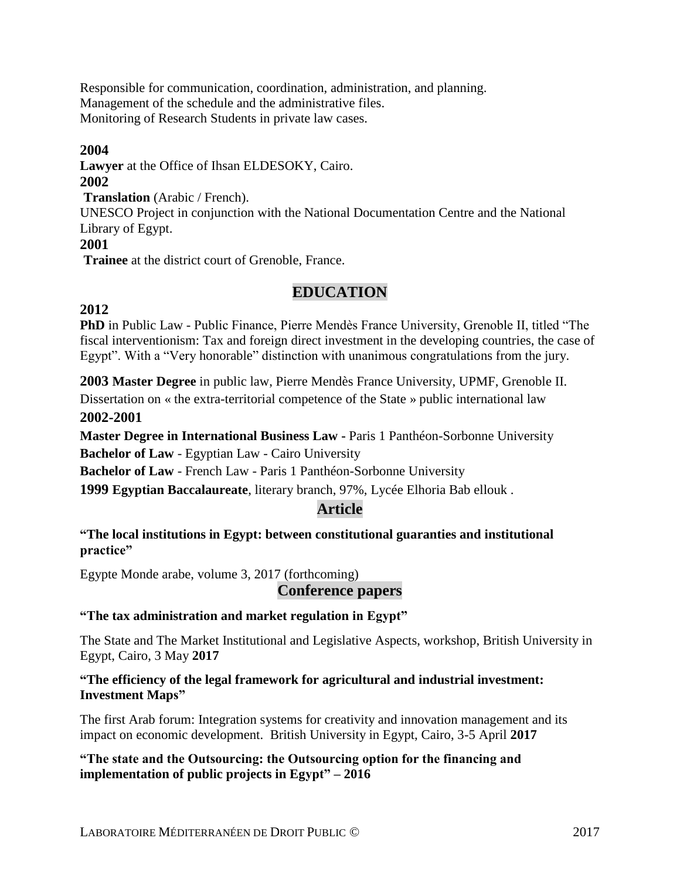Responsible for communication, coordination, administration, and planning.
Management of the schedule and the administrative files.
Monitoring of Research Students in private law cases.

**2004**
**Lawyer** at the Office of Ihsan ELDESOKY, Cairo.
**2002**
**Translation** (Arabic / French).
UNESCO Project in conjunction with the National Documentation Centre and the National Library of Egypt.
**2001**
**Trainee** at the district court of Grenoble, France.

## EDUCATION

**2012**
**PhD** in Public Law - Public Finance, Pierre Mendès France University, Grenoble II, titled "The fiscal interventionism: Tax and foreign direct investment in the developing countries, the case of Egypt". With a "Very honorable" distinction with unanimous congratulations from the jury.

**2003 Master Degree** in public law, Pierre Mendès France University, UPMF, Grenoble II.
Dissertation on « the extra-territorial competence of the State » public international law

**2002-2001**

**Master Degree in International Business Law** - Paris 1 Panthéon-Sorbonne University

**Bachelor of Law** - Egyptian Law - Cairo University

**Bachelor of Law** - French Law - Paris 1 Panthéon-Sorbonne University

**1999 Egyptian Baccalaureate**, literary branch, 97%, Lycée Elhoria Bab ellouk .

## Article

**"The local institutions in Egypt: between constitutional guaranties and institutional practice"**

Egypte Monde arabe, volume 3, 2017 (forthcoming)

## Conference papers

**"The tax administration and market regulation in Egypt"**

The State and The Market Institutional and Legislative Aspects, workshop, British University in Egypt, Cairo, 3 May **2017**

**"The efficiency of the legal framework for agricultural and industrial investment: Investment Maps"**

The first Arab forum: Integration systems for creativity and innovation management and its impact on economic development. British University in Egypt, Cairo, 3-5 April **2017**

**"The state and the Outsourcing: the Outsourcing option for the financing and implementation of public projects in Egypt" – 2016**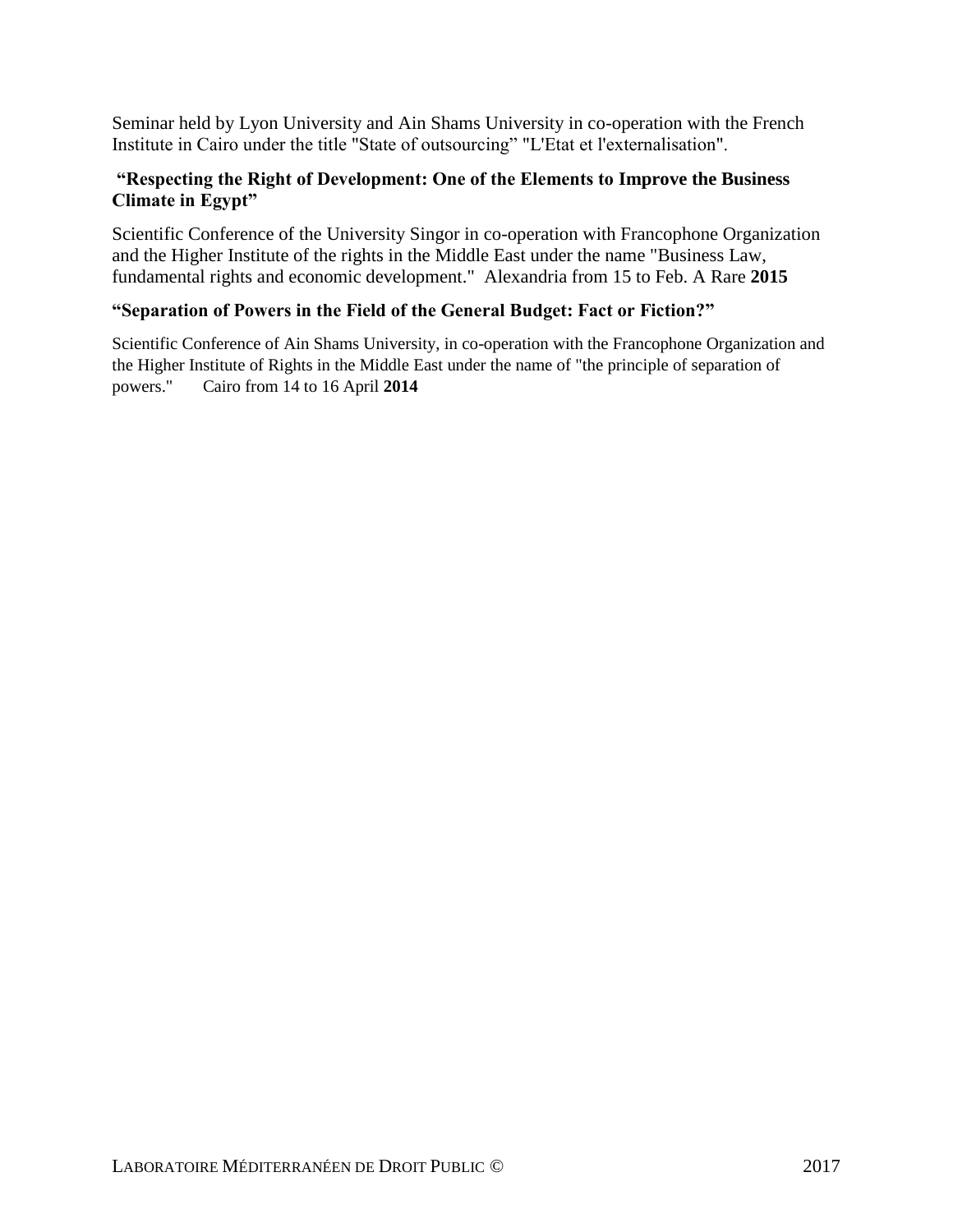Seminar held by Lyon University and Ain Shams University in co-operation with the French Institute in Cairo under the title "State of outsourcing" "L'Etat et l'externalisation".

**"Respecting the Right of Development: One of the Elements to Improve the Business Climate in Egypt"**

Scientific Conference of the University Singor in co-operation with Francophone Organization and the Higher Institute of the rights in the Middle East under the name "Business Law, fundamental rights and economic development." Alexandria from 15 to Feb. A Rare **2015**

**"Separation of Powers in the Field of the General Budget: Fact or Fiction?"**

Scientific Conference of Ain Shams University, in co-operation with the Francophone Organization and the Higher Institute of Rights in the Middle East under the name of "the principle of separation of powers." Cairo from 14 to 16 April **2014**